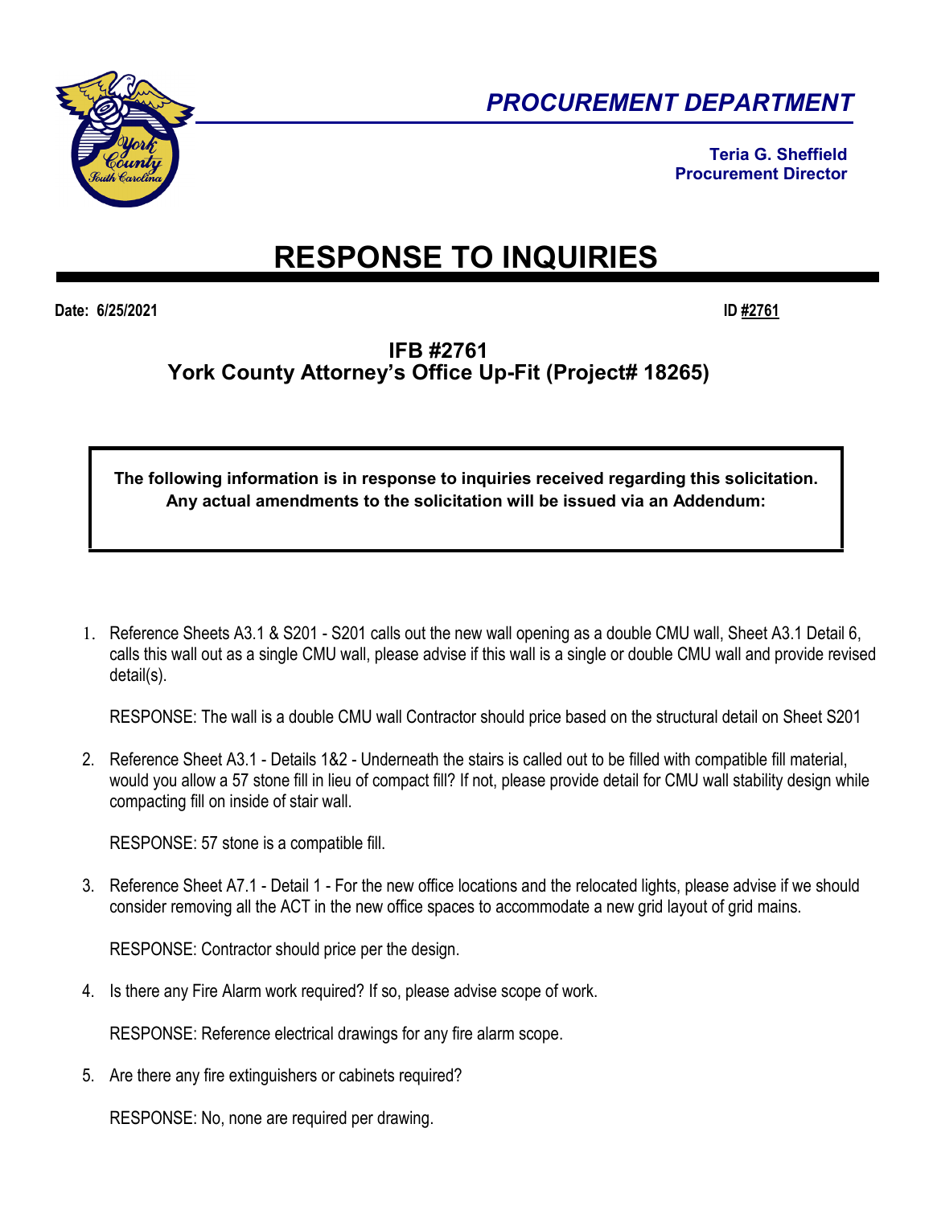## PROCUREMENT DEPARTMENT

**Teria G. Sheffield**
**Procurement Director**

# RESPONSE TO INQUIRIES

**Date: 6/25/2021** **ID #2761**

## IFB #2761
## York County Attorney's Office Up-Fit (Project# 18265)

**The following information is in response to inquiries received regarding this solicitation. Any actual amendments to the solicitation will be issued via an Addendum:**

1. Reference Sheets A3.1 & S201 - S201 calls out the new wall opening as a double CMU wall, Sheet A3.1 Detail 6, calls this wall out as a single CMU wall, please advise if this wall is a single or double CMU wall and provide revised detail(s).

   RESPONSE: The wall is a double CMU wall Contractor should price based on the structural detail on Sheet S201

2. Reference Sheet A3.1 - Details 1&2 - Underneath the stairs is called out to be filled with compatible fill material, would you allow a 57 stone fill in lieu of compact fill? If not, please provide detail for CMU wall stability design while compacting fill on inside of stair wall.

   RESPONSE: 57 stone is a compatible fill.

3. Reference Sheet A7.1 - Detail 1 - For the new office locations and the relocated lights, please advise if we should consider removing all the ACT in the new office spaces to accommodate a new grid layout of grid mains.

   RESPONSE: Contractor should price per the design.

4. Is there any Fire Alarm work required? If so, please advise scope of work.

   RESPONSE: Reference electrical drawings for any fire alarm scope.

5. Are there any fire extinguishers or cabinets required?

   RESPONSE: No, none are required per drawing.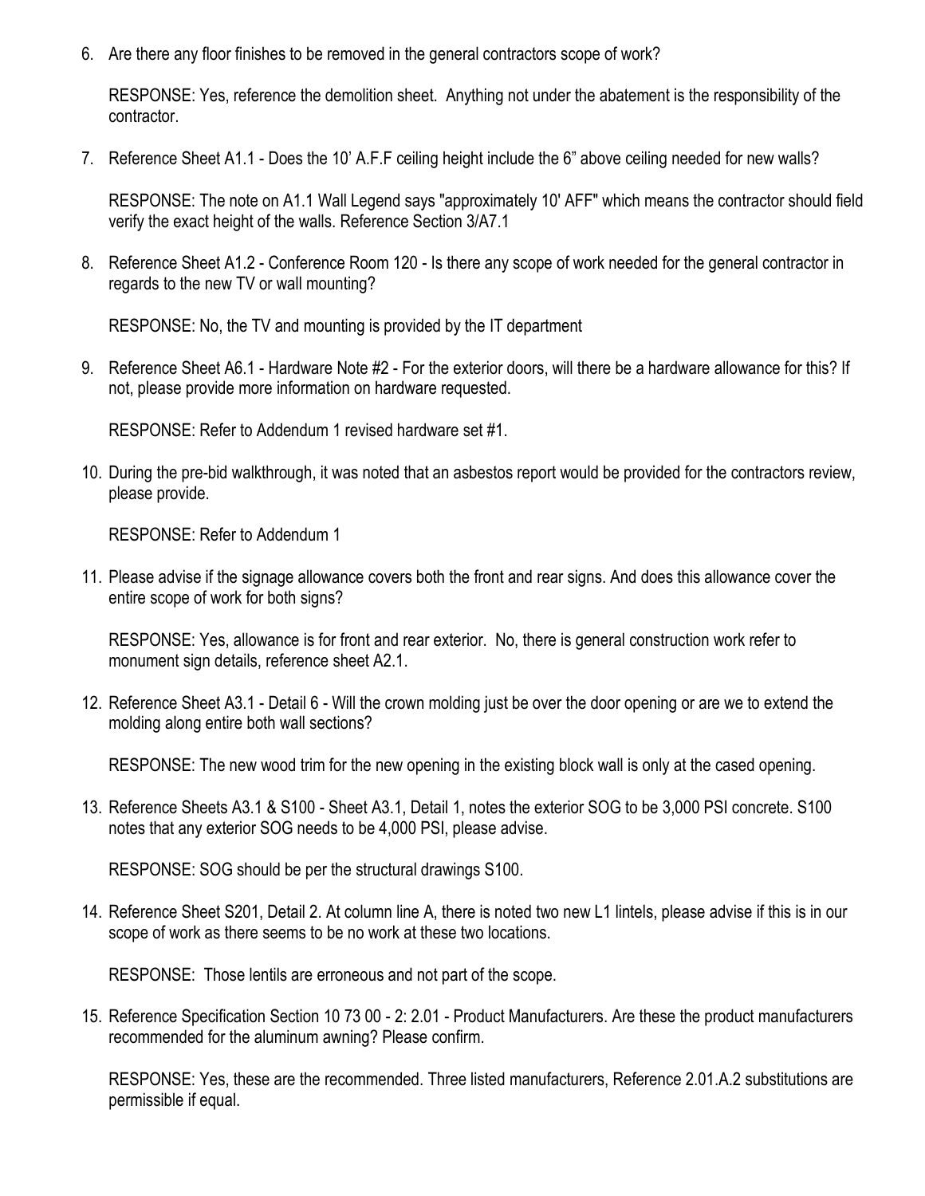6. Are there any floor finishes to be removed in the general contractors scope of work?

   RESPONSE: Yes, reference the demolition sheet. Anything not under the abatement is the responsibility of the contractor.

7. Reference Sheet A1.1 - Does the 10' A.F.F ceiling height include the 6" above ceiling needed for new walls?

   RESPONSE: The note on A1.1 Wall Legend says "approximately 10' AFF" which means the contractor should field verify the exact height of the walls. Reference Section 3/A7.1

8. Reference Sheet A1.2 - Conference Room 120 - Is there any scope of work needed for the general contractor in regards to the new TV or wall mounting?

   RESPONSE: No, the TV and mounting is provided by the IT department

9. Reference Sheet A6.1 - Hardware Note #2 - For the exterior doors, will there be a hardware allowance for this? If not, please provide more information on hardware requested.

   RESPONSE: Refer to Addendum 1 revised hardware set #1.

10. During the pre-bid walkthrough, it was noted that an asbestos report would be provided for the contractors review, please provide.

    RESPONSE: Refer to Addendum 1

11. Please advise if the signage allowance covers both the front and rear signs. And does this allowance cover the entire scope of work for both signs?

    RESPONSE: Yes, allowance is for front and rear exterior. No, there is general construction work refer to monument sign details, reference sheet A2.1.

12. Reference Sheet A3.1 - Detail 6 - Will the crown molding just be over the door opening or are we to extend the molding along entire both wall sections?

    RESPONSE: The new wood trim for the new opening in the existing block wall is only at the cased opening.

13. Reference Sheets A3.1 & S100 - Sheet A3.1, Detail 1, notes the exterior SOG to be 3,000 PSI concrete. S100 notes that any exterior SOG needs to be 4,000 PSI, please advise.

    RESPONSE: SOG should be per the structural drawings S100.

14. Reference Sheet S201, Detail 2. At column line A, there is noted two new L1 lintels, please advise if this is in our scope of work as there seems to be no work at these two locations.

    RESPONSE: Those lentils are erroneous and not part of the scope.

15. Reference Specification Section 10 73 00 - 2: 2.01 - Product Manufacturers. Are these the product manufacturers recommended for the aluminum awning? Please confirm.

    RESPONSE: Yes, these are the recommended. Three listed manufacturers, Reference 2.01.A.2 substitutions are permissible if equal.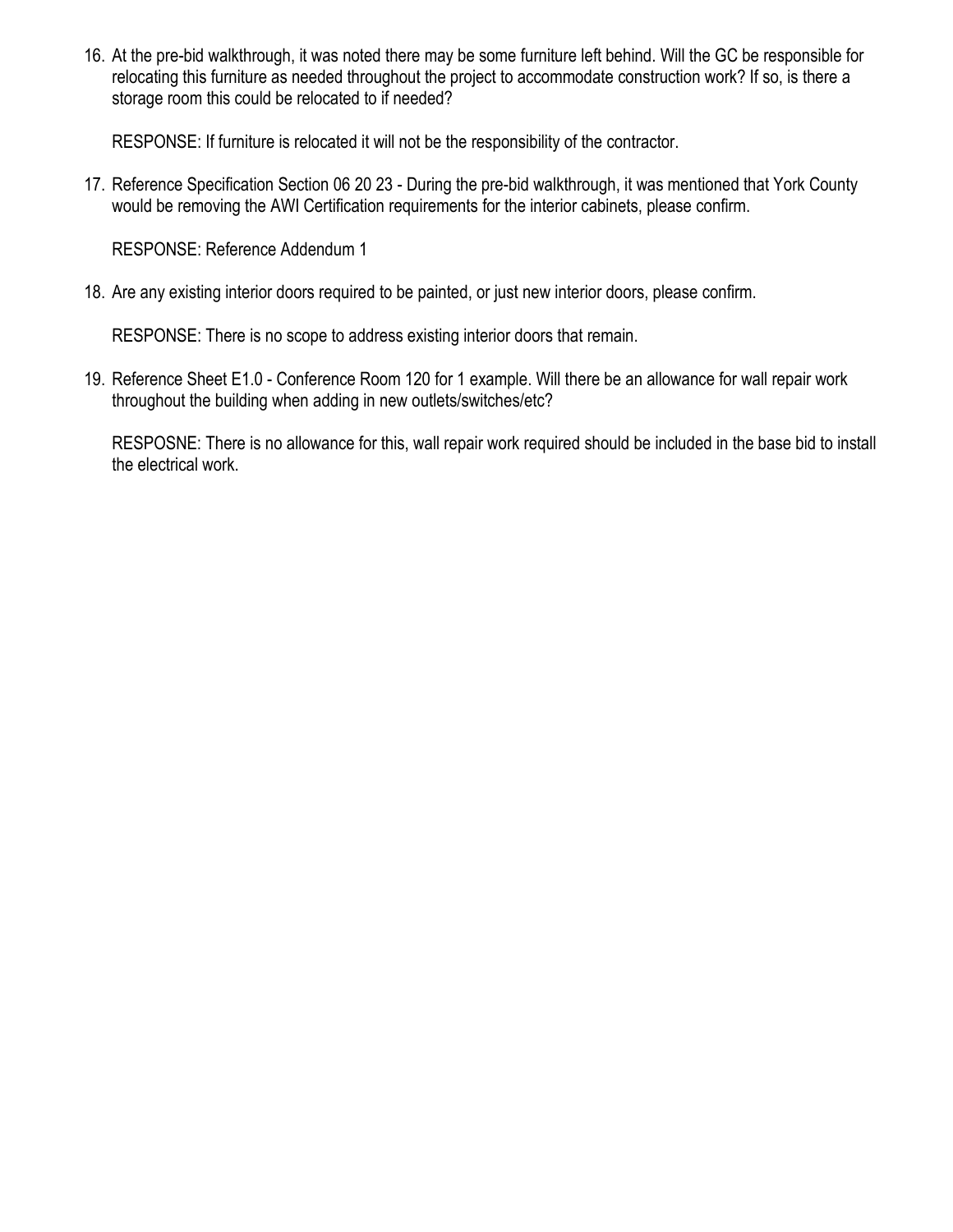16. At the pre-bid walkthrough, it was noted there may be some furniture left behind. Will the GC be responsible for relocating this furniture as needed throughout the project to accommodate construction work? If so, is there a storage room this could be relocated to if needed?

    RESPONSE: If furniture is relocated it will not be the responsibility of the contractor.

17. Reference Specification Section 06 20 23 - During the pre-bid walkthrough, it was mentioned that York County would be removing the AWI Certification requirements for the interior cabinets, please confirm.

    RESPONSE: Reference Addendum 1

18. Are any existing interior doors required to be painted, or just new interior doors, please confirm.

    RESPONSE: There is no scope to address existing interior doors that remain.

19. Reference Sheet E1.0 - Conference Room 120 for 1 example. Will there be an allowance for wall repair work throughout the building when adding in new outlets/switches/etc?

    RESPOSNE: There is no allowance for this, wall repair work required should be included in the base bid to install the electrical work.